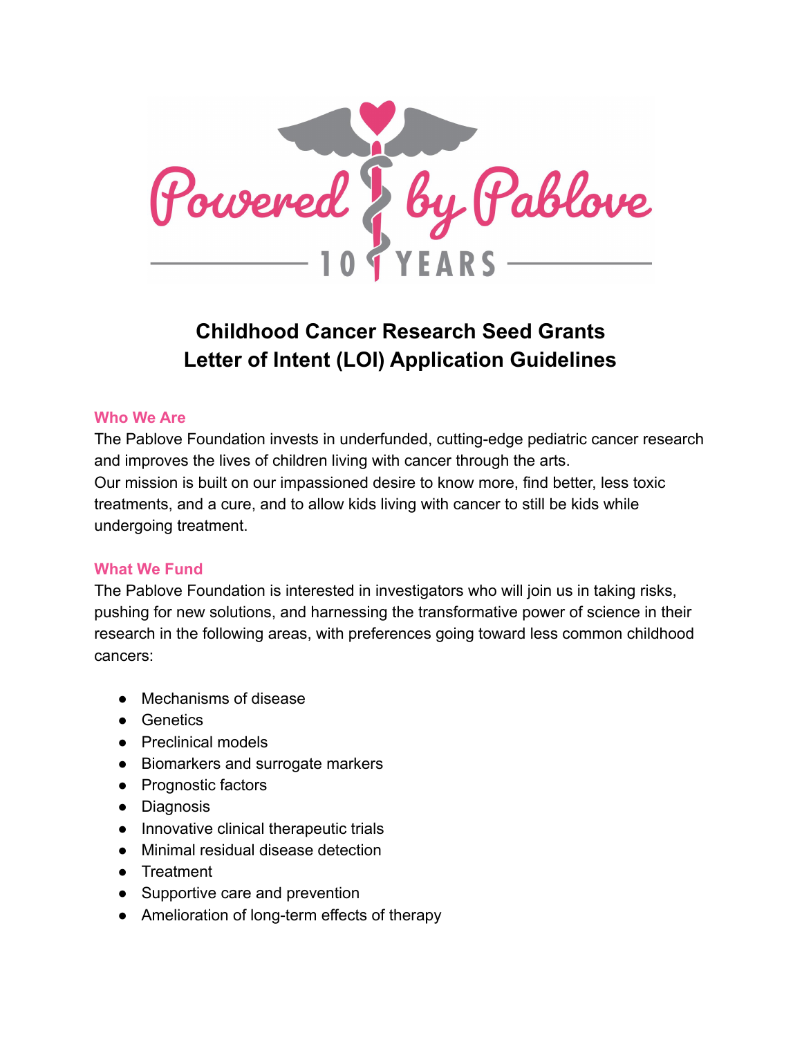# Childhood Cancer Research Seed Grants
# Letter of Intent (LOI) Application Guidelines

## Who We Are

The Pablove Foundation invests in underfunded, cutting-edge pediatric cancer research and improves the lives of children living with cancer through the arts.
Our mission is built on our impassioned desire to know more, find better, less toxic treatments, and a cure, and to allow kids living with cancer to still be kids while undergoing treatment.

## What We Fund

The Pablove Foundation is interested in investigators who will join us in taking risks, pushing for new solutions, and harnessing the transformative power of science in their research in the following areas, with preferences going toward less common childhood cancers:

- Mechanisms of disease
- Genetics
- Preclinical models
- Biomarkers and surrogate markers
- Prognostic factors
- Diagnosis
- Innovative clinical therapeutic trials
- Minimal residual disease detection
- Treatment
- Supportive care and prevention
- Amelioration of long-term effects of therapy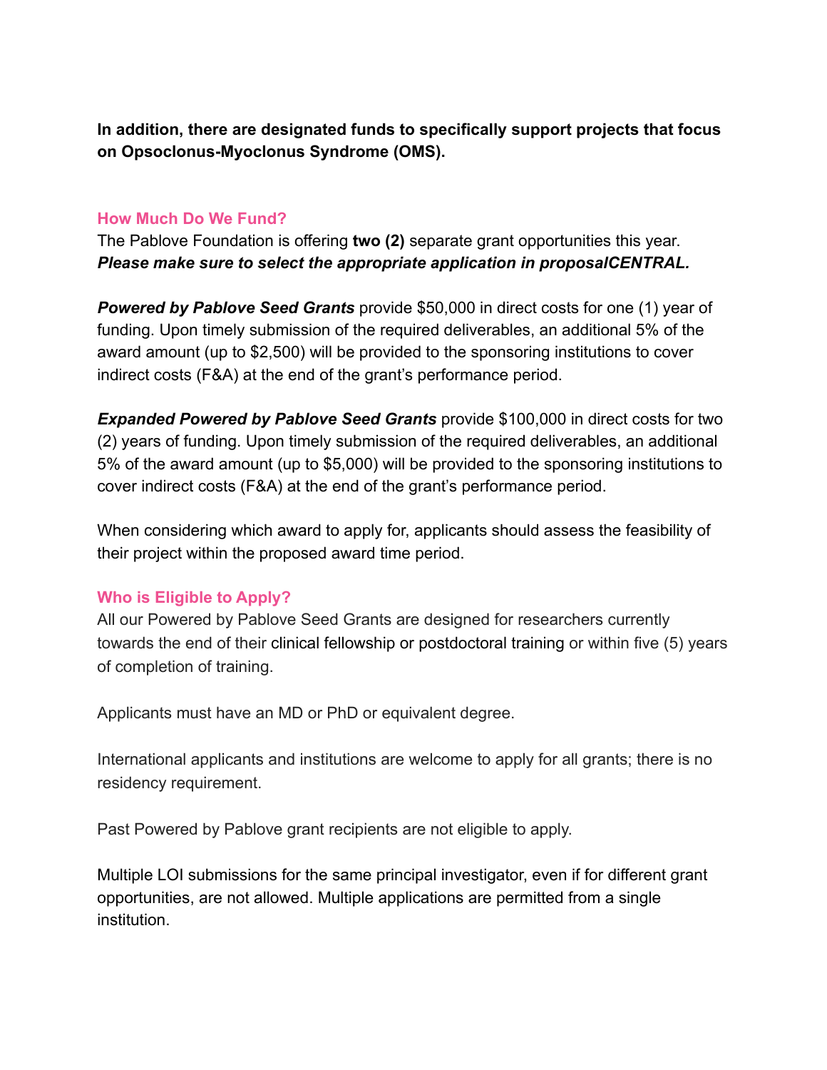**In addition, there are designated funds to specifically support projects that focus on Opsoclonus-Myoclonus Syndrome (OMS).**

## How Much Do We Fund?

The Pablove Foundation is offering **two (2)** separate grant opportunities this year. ***Please make sure to select the appropriate application in proposalCENTRAL.***

***Powered by Pablove Seed Grants*** provide $50,000 in direct costs for one (1) year of funding. Upon timely submission of the required deliverables, an additional 5% of the award amount (up to $2,500) will be provided to the sponsoring institutions to cover indirect costs (F&A) at the end of the grant's performance period.

***Expanded Powered by Pablove Seed Grants*** provide $100,000 in direct costs for two (2) years of funding. Upon timely submission of the required deliverables, an additional 5% of the award amount (up to $5,000) will be provided to the sponsoring institutions to cover indirect costs (F&A) at the end of the grant's performance period.

When considering which award to apply for, applicants should assess the feasibility of their project within the proposed award time period.

## Who is Eligible to Apply?

All our Powered by Pablove Seed Grants are designed for researchers currently towards the end of their clinical fellowship or postdoctoral training or within five (5) years of completion of training.

Applicants must have an MD or PhD or equivalent degree.

International applicants and institutions are welcome to apply for all grants; there is no residency requirement.

Past Powered by Pablove grant recipients are not eligible to apply.

Multiple LOI submissions for the same principal investigator, even if for different grant opportunities, are not allowed. Multiple applications are permitted from a single institution.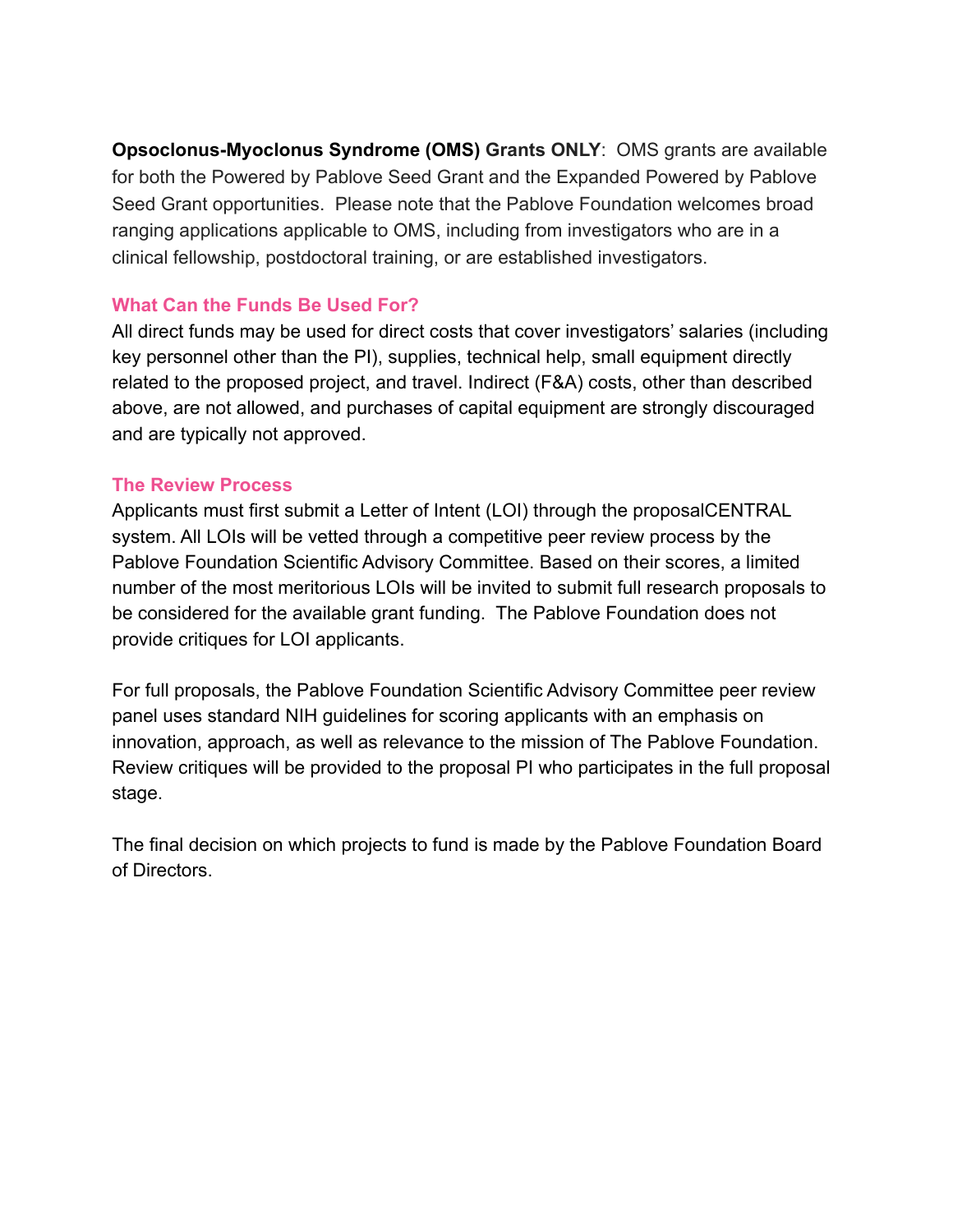**Opsoclonus-Myoclonus Syndrome (OMS) Grants ONLY**: OMS grants are available for both the Powered by Pablove Seed Grant and the Expanded Powered by Pablove Seed Grant opportunities. Please note that the Pablove Foundation welcomes broad ranging applications applicable to OMS, including from investigators who are in a clinical fellowship, postdoctoral training, or are established investigators.

### What Can the Funds Be Used For?

All direct funds may be used for direct costs that cover investigators' salaries (including key personnel other than the PI), supplies, technical help, small equipment directly related to the proposed project, and travel. Indirect (F&A) costs, other than described above, are not allowed, and purchases of capital equipment are strongly discouraged and are typically not approved.

### The Review Process

Applicants must first submit a Letter of Intent (LOI) through the proposalCENTRAL system. All LOIs will be vetted through a competitive peer review process by the Pablove Foundation Scientific Advisory Committee. Based on their scores, a limited number of the most meritorious LOIs will be invited to submit full research proposals to be considered for the available grant funding. The Pablove Foundation does not provide critiques for LOI applicants.

For full proposals, the Pablove Foundation Scientific Advisory Committee peer review panel uses standard NIH guidelines for scoring applicants with an emphasis on innovation, approach, as well as relevance to the mission of The Pablove Foundation. Review critiques will be provided to the proposal PI who participates in the full proposal stage.

The final decision on which projects to fund is made by the Pablove Foundation Board of Directors.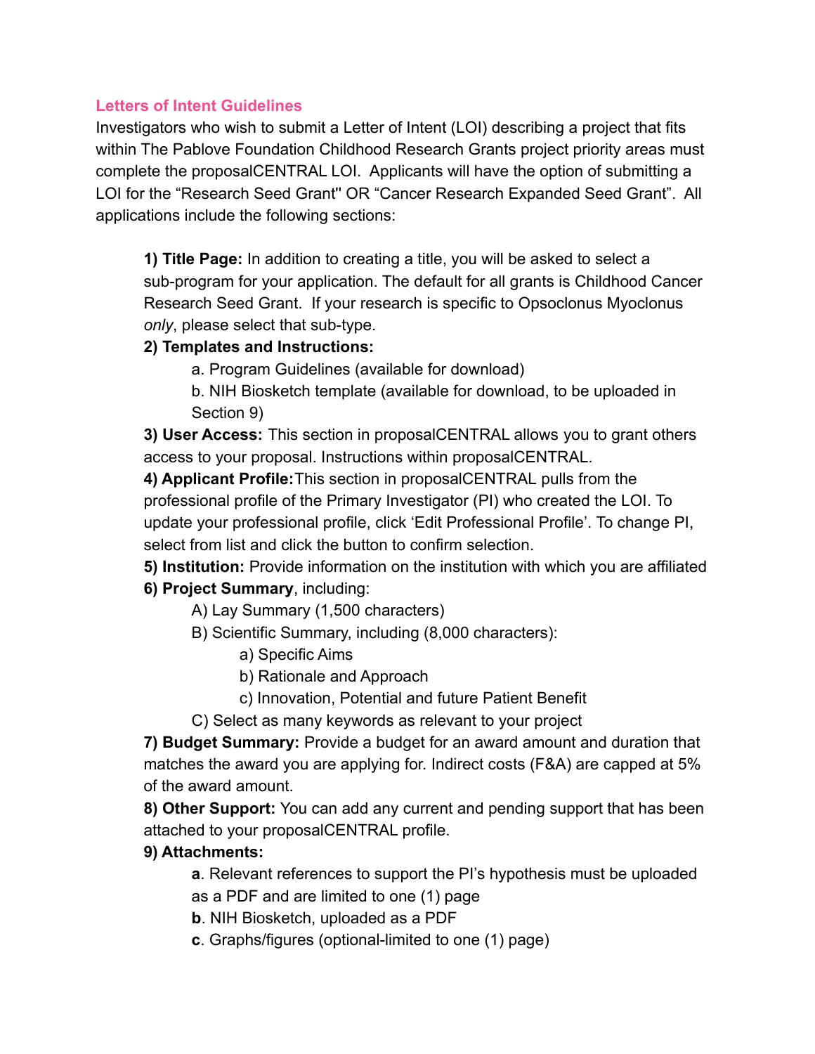## Letters of Intent Guidelines

Investigators who wish to submit a Letter of Intent (LOI) describing a project that fits within The Pablove Foundation Childhood Research Grants project priority areas must complete the proposalCENTRAL LOI. Applicants will have the option of submitting a LOI for the "Research Seed Grant" OR "Cancer Research Expanded Seed Grant". All applications include the following sections:

**1) Title Page:** In addition to creating a title, you will be asked to select a sub-program for your application. The default for all grants is Childhood Cancer Research Seed Grant. If your research is specific to Opsoclonus Myoclonus *only*, please select that sub-type.

**2) Templates and Instructions:**
- a. Program Guidelines (available for download)
- b. NIH Biosketch template (available for download, to be uploaded in Section 9)

**3) User Access:** This section in proposalCENTRAL allows you to grant others access to your proposal. Instructions within proposalCENTRAL.

**4) Applicant Profile:**This section in proposalCENTRAL pulls from the professional profile of the Primary Investigator (PI) who created the LOI. To update your professional profile, click 'Edit Professional Profile'. To change PI, select from list and click the button to confirm selection.

**5) Institution:** Provide information on the institution with which you are affiliated

**6) Project Summary**, including:
- A) Lay Summary (1,500 characters)
- B) Scientific Summary, including (8,000 characters):
  - a) Specific Aims
  - b) Rationale and Approach
  - c) Innovation, Potential and future Patient Benefit
- C) Select as many keywords as relevant to your project

**7) Budget Summary:** Provide a budget for an award amount and duration that matches the award you are applying for. Indirect costs (F&A) are capped at 5% of the award amount.

**8) Other Support:** You can add any current and pending support that has been attached to your proposalCENTRAL profile.

**9) Attachments:**
- **a**. Relevant references to support the PI's hypothesis must be uploaded as a PDF and are limited to one (1) page
- **b**. NIH Biosketch, uploaded as a PDF
- **c**. Graphs/figures (optional-limited to one (1) page)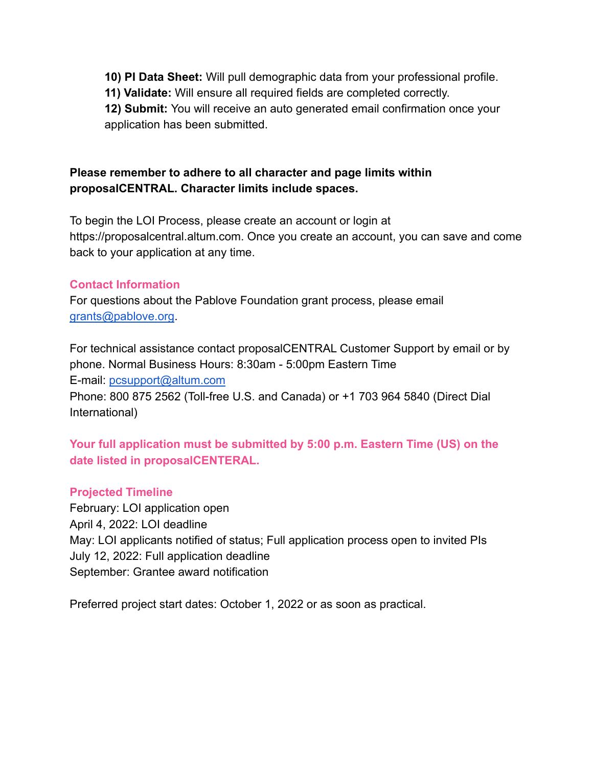10) **PI Data Sheet:** Will pull demographic data from your professional profile.
11) **Validate:** Will ensure all required fields are completed correctly.
12) **Submit:** You will receive an auto generated email confirmation once your application has been submitted.

**Please remember to adhere to all character and page limits within proposalCENTRAL. Character limits include spaces.**

To begin the LOI Process, please create an account or login at https://proposalcentral.altum.com. Once you create an account, you can save and come back to your application at any time.

### Contact Information

For questions about the Pablove Foundation grant process, please email [grants@pablove.org](mailto:grants@pablove.org).

For technical assistance contact proposalCENTRAL Customer Support by email or by phone. Normal Business Hours: 8:30am - 5:00pm Eastern Time
E-mail: [pcsupport@altum.com](mailto:pcsupport@altum.com)
Phone: 800 875 2562 (Toll-free U.S. and Canada) or +1 703 964 5840 (Direct Dial International)

**Your full application must be submitted by 5:00 p.m. Eastern Time (US) on the date listed in proposalCENTERAL.**

### Projected Timeline

February: LOI application open
April 4, 2022: LOI deadline
May: LOI applicants notified of status; Full application process open to invited PIs
July 12, 2022: Full application deadline
September: Grantee award notification

Preferred project start dates: October 1, 2022 or as soon as practical.